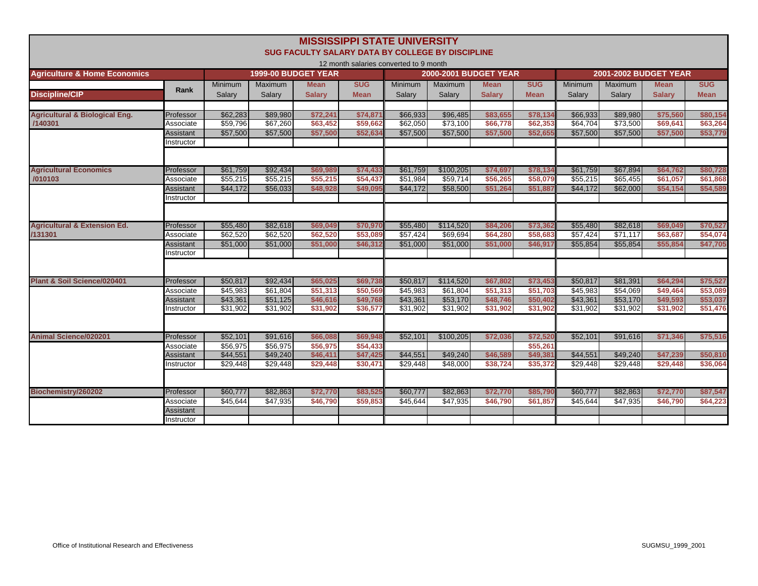# MISSISSIPPI STATE UNIVERSITY

## SUG FACULTY SALARY DATA BY COLLEGE BY DISCIPLINE

12 month salaries converted to 9 month

| Agriculture & Home Economics | | 1999-00 BUDGET YEAR | | | | 2000-2001 BUDGET YEAR | | | | 2001-2002 BUDGET YEAR | | | |
|---|---|---|---|---|---|---|---|---|---|---|---|---|---|
| Discipline/CIP | Rank | Minimum Salary | Maximum Salary | Mean Salary | SUG Mean | Minimum Salary | Maximum Salary | Mean Salary | SUG Mean | Minimum Salary | Maximum Salary | Mean Salary | SUG Mean |
| Agricultural & Biological Eng. /140301 | Professor | $62,283 | $89,980 | $72,241 | $74,871 | $66,933 | $96,485 | $83,655 | $78,134 | $66,933 | $89,980 | $75,560 | $80,154 |
| | Associate | $59,796 | $67,260 | $63,452 | $59,662 | $62,050 | $73,100 | $66,778 | $62,353 | $64,704 | $73,500 | $69,641 | $63,264 |
| | Assistant | $57,500 | $57,500 | $57,500 | $52,634 | $57,500 | $57,500 | $57,500 | $52,655 | $57,500 | $57,500 | $57,500 | $53,779 |
| | Instructor | | | | | | | | | | | | |
| Agricultural Economics /010103 | Professor | $61,759 | $92,434 | $69,989 | $74,433 | $61,759 | $100,205 | $74,697 | $78,134 | $61,759 | $67,894 | $64,762 | $80,728 |
| | Associate | $55,215 | $55,215 | $55,215 | $54,437 | $51,984 | $59,714 | $56,265 | $58,079 | $55,215 | $65,455 | $61,057 | $61,868 |
| | Assistant | $44,172 | $56,033 | $48,928 | $49,095 | $44,172 | $58,500 | $51,264 | $51,887 | $44,172 | $62,000 | $54,154 | $54,589 |
| | Instructor | | | | | | | | | | | | |
| Agricultural & Extension Ed. /131301 | Professor | $55,480 | $82,618 | $69,049 | $70,970 | $55,480 | $114,520 | $84,206 | $73,362 | $55,480 | $82,618 | $69,049 | $70,527 |
| | Associate | $62,520 | $62,520 | $62,520 | $53,089 | $57,424 | $69,694 | $64,280 | $58,683 | $57,424 | $71,117 | $63,687 | $54,074 |
| | Assistant | $51,000 | $51,000 | $51,000 | $46,312 | $51,000 | $51,000 | $51,000 | $46,917 | $55,854 | $55,854 | $55,854 | $47,705 |
| | Instructor | | | | | | | | | | | | |
| Plant & Soil Science/020401 | Professor | $50,817 | $92,434 | $65,025 | $69,738 | $50,817 | $114,520 | $67,802 | $73,453 | $50,817 | $81,391 | $64,294 | $75,527 |
| | Associate | $45,983 | $61,804 | $51,313 | $50,569 | $45,983 | $61,804 | $51,313 | $51,703 | $45,983 | $54,069 | $49,464 | $53,089 |
| | Assistant | $43,361 | $51,125 | $46,616 | $49,768 | $43,361 | $53,170 | $48,746 | $50,402 | $43,361 | $53,170 | $49,593 | $53,037 |
| | Instructor | $31,902 | $31,902 | $31,902 | $36,577 | $31,902 | $31,902 | $31,902 | $31,902 | $31,902 | $31,902 | $31,902 | $51,476 |
| Animal Science/020201 | Professor | $52,101 | $91,616 | $66,088 | $69,948 | $52,101 | $100,205 | $72,036 | $72,520 | $52,101 | $91,616 | $71,346 | $75,516 |
| | Associate | $56,975 | $56,975 | $56,975 | $54,433 | | | | $55,261 | | | | |
| | Assistant | $44,551 | $49,240 | $46,411 | $47,425 | $44,551 | $49,240 | $46,589 | $49,381 | $44,551 | $49,240 | $47,239 | $50,810 |
| | Instructor | $29,448 | $29,448 | $29,448 | $30,471 | $29,448 | $48,000 | $38,724 | $35,372 | $29,448 | $29,448 | $29,448 | $36,064 |
| Biochemistry/260202 | Professor | $60,777 | $82,863 | $72,770 | $83,525 | $60,777 | $82,863 | $72,770 | $85,790 | $60,777 | $82,863 | $72,770 | $87,547 |
| | Associate | $45,644 | $47,935 | $46,790 | $59,853 | $45,644 | $47,935 | $46,790 | $61,857 | $45,644 | $47,935 | $46,790 | $64,223 |
| | Assistant | | | | | | | | | | | | |
| | Instructor | | | | | | | | | | | | |

Office of Institutional Research and Effectiveness

SUGMSU_1999_2001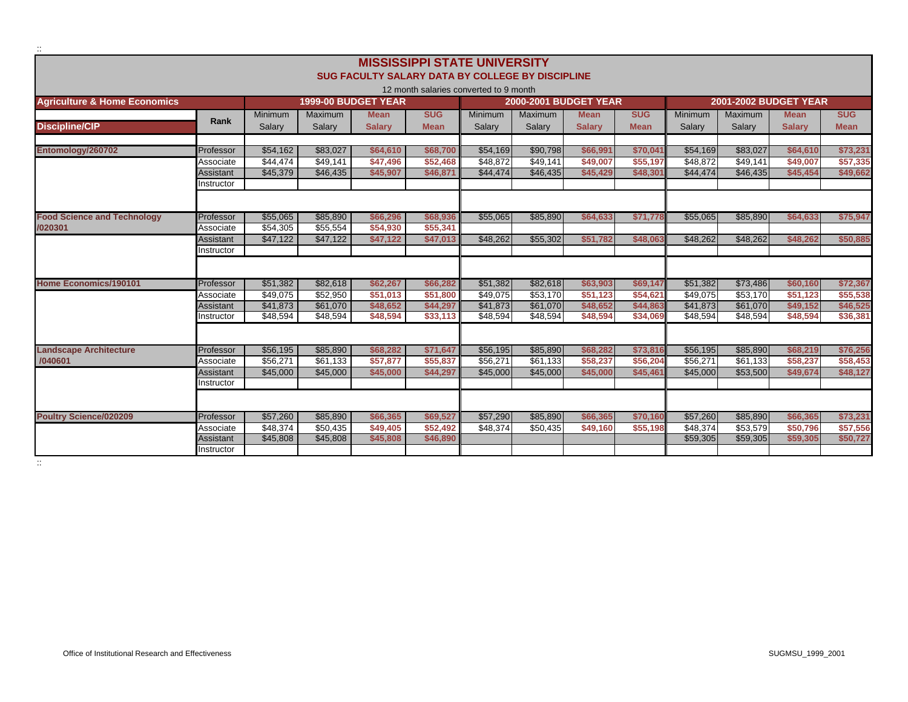# MISSISSIPPI STATE UNIVERSITY

## SUG FACULTY SALARY DATA BY COLLEGE BY DISCIPLINE

12 month salaries converted to 9 month

| Agriculture & Home Economics | | 1999-00 BUDGET YEAR | | | | 2000-2001 BUDGET YEAR | | | | 2001-2002 BUDGET YEAR | | | |
|---|---|---|---|---|---|---|---|---|---|---|---|---|---|
| Discipline/CIP | Rank | Minimum Salary | Maximum Salary | Mean Salary | SUG Mean | Minimum Salary | Maximum Salary | Mean Salary | SUG Mean | Minimum Salary | Maximum Salary | Mean Salary | SUG Mean |
| Entomology/260702 | Professor | $54,162 | $83,027 | $64,610 | $68,700 | $54,169 | $90,798 | $66,991 | $70,041 | $54,169 | $83,027 | $64,610 | $73,231 |
| | Associate | $44,474 | $49,141 | $47,496 | $52,468 | $48,872 | $49,141 | $49,007 | $55,197 | $48,872 | $49,141 | $49,007 | $57,335 |
| | Assistant | $45,379 | $46,435 | $45,907 | $46,871 | $44,474 | $46,435 | $45,429 | $48,301 | $44,474 | $46,435 | $45,454 | $49,662 |
| | Instructor | | | | | | | | | | | | |
| Food Science and Technology /020301 | Professor | $55,065 | $85,890 | $66,296 | $68,936 | $55,065 | $85,890 | $64,633 | $71,778 | $55,065 | $85,890 | $64,633 | $75,947 |
| | Associate | $54,305 | $55,554 | $54,930 | $55,341 | | | | | | | | |
| | Assistant | $47,122 | $47,122 | $47,122 | $47,013 | $48,262 | $55,302 | $51,782 | $48,063 | $48,262 | $48,262 | $48,262 | $50,885 |
| | Instructor | | | | | | | | | | | | |
| Home Economics/190101 | Professor | $51,382 | $82,618 | $62,267 | $66,282 | $51,382 | $82,618 | $63,903 | $69,147 | $51,382 | $73,486 | $60,160 | $72,367 |
| | Associate | $49,075 | $52,950 | $51,013 | $51,800 | $49,075 | $53,170 | $51,123 | $54,621 | $49,075 | $53,170 | $51,123 | $55,538 |
| | Assistant | $41,873 | $61,070 | $48,652 | $44,297 | $41,873 | $61,070 | $48,652 | $44,863 | $41,873 | $61,070 | $49,152 | $46,525 |
| | Instructor | $48,594 | $48,594 | $48,594 | $33,113 | $48,594 | $48,594 | $48,594 | $34,069 | $48,594 | $48,594 | $48,594 | $36,381 |
| Landscape Architecture /040601 | Professor | $56,195 | $85,890 | $68,282 | $71,647 | $56,195 | $85,890 | $68,282 | $73,816 | $56,195 | $85,890 | $68,219 | $76,256 |
| | Associate | $56,271 | $61,133 | $57,877 | $55,837 | $56,271 | $61,133 | $58,237 | $56,204 | $56,271 | $61,133 | $58,237 | $58,453 |
| | Assistant | $45,000 | $45,000 | $45,000 | $44,297 | $45,000 | $45,000 | $45,000 | $45,461 | $45,000 | $53,500 | $49,674 | $48,127 |
| | Instructor | | | | | | | | | | | | |
| Poultry Science/020209 | Professor | $57,260 | $85,890 | $66,365 | $69,527 | $57,290 | $85,890 | $66,365 | $70,160 | $57,260 | $85,890 | $66,365 | $73,231 |
| | Associate | $48,374 | $50,435 | $49,405 | $52,492 | $48,374 | $50,435 | $49,160 | $55,198 | $48,374 | $53,579 | $50,796 | $57,556 |
| | Assistant | $45,808 | $45,808 | $45,808 | $46,890 | | | | | $59,305 | $59,305 | $59,305 | $50,727 |
| | Instructor | | | | | | | | | | | | |

Office of Institutional Research and Effectiveness

SUGMSU_1999_2001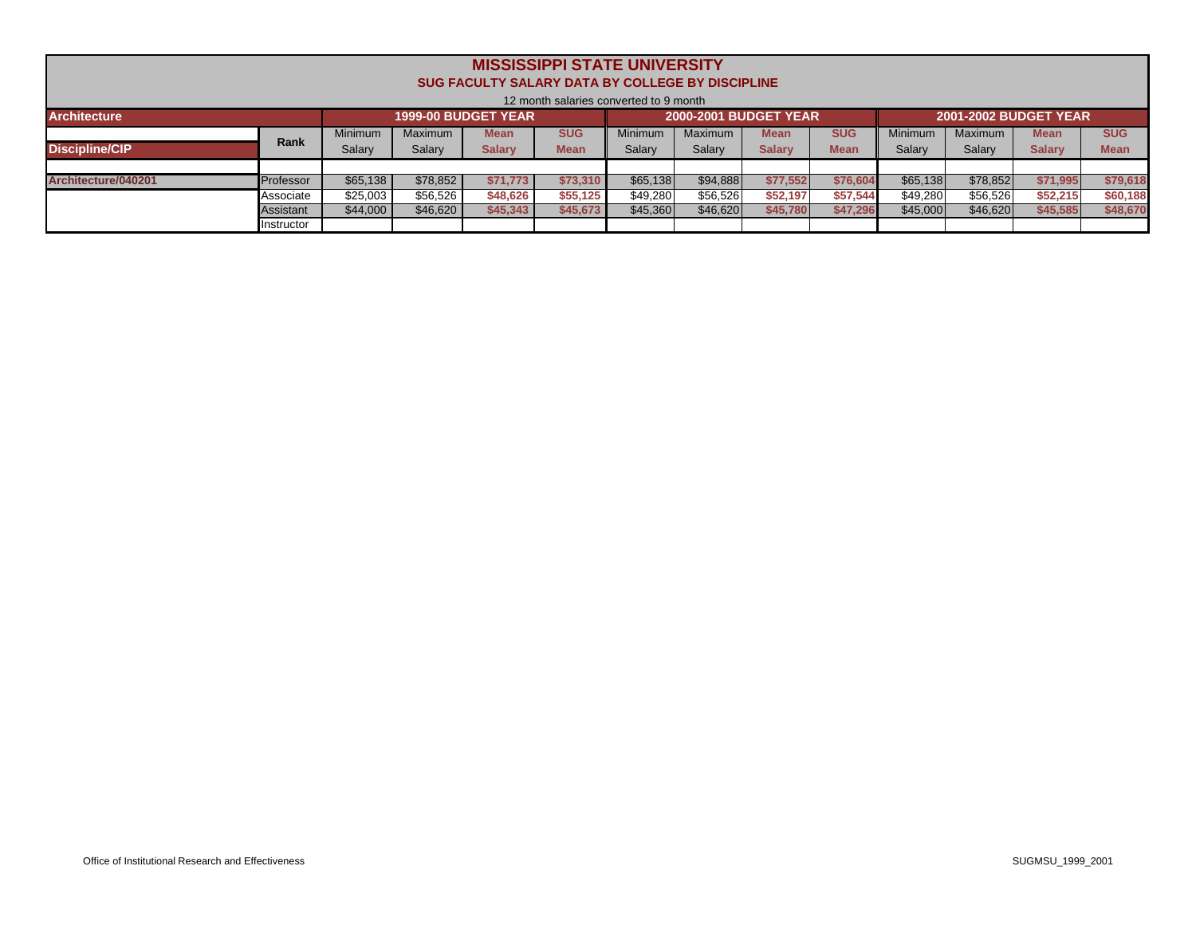# MISSISSIPPI STATE UNIVERSITY

## SUG FACULTY SALARY DATA BY COLLEGE BY DISCIPLINE

12 month salaries converted to 9 month

| Architecture | | 1999-00 BUDGET YEAR | | | | 2000-2001 BUDGET YEAR | | | | 2001-2002 BUDGET YEAR | | | |
|---|---|---|---|---|---|---|---|---|---|---|---|---|---|
| Discipline/CIP | Rank | Minimum Salary | Maximum Salary | Mean Salary | SUG Mean | Minimum Salary | Maximum Salary | Mean Salary | SUG Mean | Minimum Salary | Maximum Salary | Mean Salary | SUG Mean |
| Architecture/040201 | Professor | $65,138 | $78,852 | $71,773 | $73,310 | $65,138 | $94,888 | $77,552 | $76,604 | $65,138 | $78,852 | $71,995 | $79,618 |
| | Associate | $25,003 | $56,526 | $48,626 | $55,125 | $49,280 | $56,526 | $52,197 | $57,544 | $49,280 | $56,526 | $52,215 | $60,188 |
| | Assistant | $44,000 | $46,620 | $45,343 | $45,673 | $45,360 | $46,620 | $45,780 | $47,296 | $45,000 | $46,620 | $45,585 | $48,670 |
| | Instructor | | | | | | | | | | | | |

Office of Institutional Research and Effectiveness

SUGMSU_1999_2001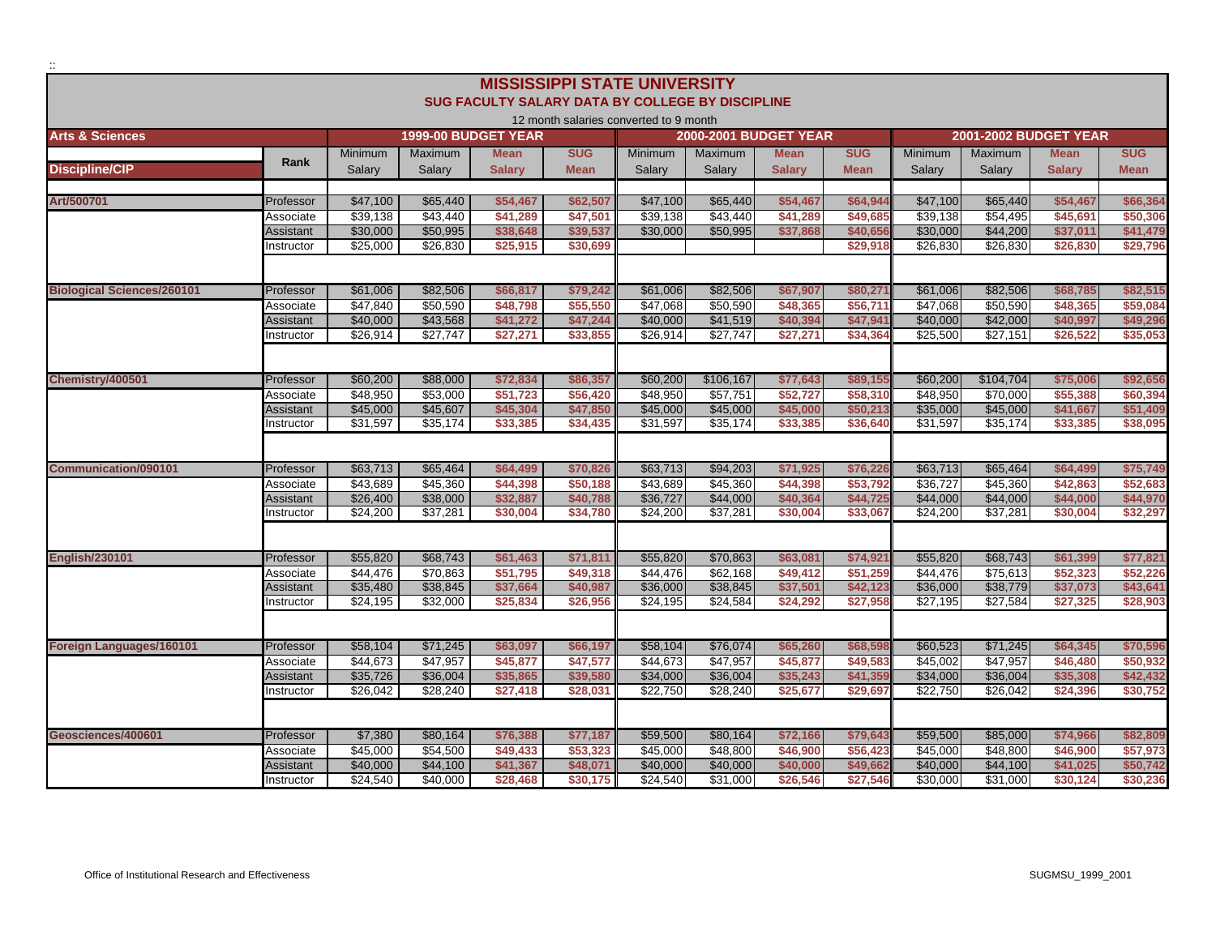# MISSISSIPPI STATE UNIVERSITY

## SUG FACULTY SALARY DATA BY COLLEGE BY DISCIPLINE

12 month salaries converted to 9 month

| Arts & Sciences | | 1999-00 BUDGET YEAR | | | | 2000-2001 BUDGET YEAR | | | | 2001-2002 BUDGET YEAR | | | |
|---|---|---|---|---|---|---|---|---|---|---|---|---|---|
| Discipline/CIP | Rank | Minimum Salary | Maximum Salary | Mean Salary | SUG Mean | Minimum Salary | Maximum Salary | Mean Salary | SUG Mean | Minimum Salary | Maximum Salary | Mean Salary | SUG Mean |
| Art/500701 | Professor | $47,100 | $65,440 | $54,467 | $62,507 | $47,100 | $65,440 | $54,467 | $64,944 | $47,100 | $65,440 | $54,467 | $66,364 |
| | Associate | $39,138 | $43,440 | $41,289 | $47,501 | $39,138 | $43,440 | $41,289 | $49,685 | $39,138 | $54,495 | $45,691 | $50,306 |
| | Assistant | $30,000 | $50,995 | $38,648 | $39,537 | $30,000 | $50,995 | $37,868 | $40,656 | $30,000 | $44,200 | $37,011 | $41,479 |
| | Instructor | $25,000 | $26,830 | $25,915 | $30,699 | | | | $29,918 | $26,830 | $26,830 | $26,830 | $29,796 |
| Biological Sciences/260101 | Professor | $61,006 | $82,506 | $66,817 | $79,242 | $61,006 | $82,506 | $67,907 | $80,271 | $61,006 | $82,506 | $68,785 | $82,515 |
| | Associate | $47,840 | $50,590 | $48,798 | $55,550 | $47,068 | $50,590 | $48,365 | $56,711 | $47,068 | $50,590 | $48,365 | $59,084 |
| | Assistant | $40,000 | $43,568 | $41,272 | $47,244 | $40,000 | $41,519 | $40,394 | $47,941 | $40,000 | $42,000 | $40,997 | $49,296 |
| | Instructor | $26,914 | $27,747 | $27,271 | $33,855 | $26,914 | $27,747 | $27,271 | $34,364 | $25,500 | $27,151 | $26,522 | $35,053 |
| Chemistry/400501 | Professor | $60,200 | $88,000 | $72,834 | $86,357 | $60,200 | $106,167 | $77,643 | $89,155 | $60,200 | $104,704 | $75,006 | $92,656 |
| | Associate | $48,950 | $53,000 | $51,723 | $56,420 | $48,950 | $57,751 | $52,727 | $58,310 | $48,950 | $70,000 | $55,388 | $60,394 |
| | Assistant | $45,000 | $45,607 | $45,304 | $47,850 | $45,000 | $45,000 | $45,000 | $50,213 | $35,000 | $45,000 | $41,667 | $51,409 |
| | Instructor | $31,597 | $35,174 | $33,385 | $34,435 | $31,597 | $35,174 | $33,385 | $36,640 | $31,597 | $35,174 | $33,385 | $38,095 |
| Communication/090101 | Professor | $63,713 | $65,464 | $64,499 | $70,826 | $63,713 | $94,203 | $71,925 | $76,226 | $63,713 | $65,464 | $64,499 | $75,749 |
| | Associate | $43,689 | $45,360 | $44,398 | $50,188 | $43,689 | $45,360 | $44,398 | $53,792 | $36,727 | $45,360 | $42,863 | $52,683 |
| | Assistant | $26,400 | $38,000 | $32,887 | $40,788 | $36,727 | $44,000 | $40,364 | $44,725 | $44,000 | $44,000 | $44,000 | $44,970 |
| | Instructor | $24,200 | $37,281 | $30,004 | $34,780 | $24,200 | $37,281 | $30,004 | $33,067 | $24,200 | $37,281 | $30,004 | $32,297 |
| English/230101 | Professor | $55,820 | $68,743 | $61,463 | $71,811 | $55,820 | $70,863 | $63,081 | $74,921 | $55,820 | $68,743 | $61,399 | $77,821 |
| | Associate | $44,476 | $70,863 | $51,795 | $49,318 | $44,476 | $62,168 | $49,412 | $51,259 | $44,476 | $75,613 | $52,323 | $52,226 |
| | Assistant | $35,480 | $38,845 | $37,664 | $40,987 | $36,000 | $38,845 | $37,501 | $42,123 | $36,000 | $38,779 | $37,073 | $43,641 |
| | Instructor | $24,195 | $32,000 | $25,834 | $26,956 | $24,195 | $24,584 | $24,292 | $27,958 | $27,195 | $27,584 | $27,325 | $28,903 |
| Foreign Languages/160101 | Professor | $58,104 | $71,245 | $63,097 | $66,197 | $58,104 | $76,074 | $65,260 | $68,598 | $60,523 | $71,245 | $64,345 | $70,596 |
| | Associate | $44,673 | $47,957 | $45,877 | $47,577 | $44,673 | $47,957 | $45,877 | $49,583 | $45,002 | $47,957 | $46,480 | $50,932 |
| | Assistant | $35,726 | $36,004 | $35,865 | $39,580 | $34,000 | $36,004 | $35,243 | $41,359 | $34,000 | $36,004 | $35,308 | $42,432 |
| | Instructor | $26,042 | $28,240 | $27,418 | $28,031 | $22,750 | $28,240 | $25,677 | $29,697 | $22,750 | $26,042 | $24,396 | $30,752 |
| Geosciences/400601 | Professor | $7,380 | $80,164 | $76,388 | $77,187 | $59,500 | $80,164 | $72,166 | $79,643 | $59,500 | $85,000 | $74,966 | $82,809 |
| | Associate | $45,000 | $54,500 | $49,433 | $53,323 | $45,000 | $48,800 | $46,900 | $56,423 | $45,000 | $48,800 | $46,900 | $57,973 |
| | Assistant | $40,000 | $44,100 | $41,367 | $48,071 | $40,000 | $40,000 | $40,000 | $49,662 | $40,000 | $44,100 | $41,025 | $50,742 |
| | Instructor | $24,540 | $40,000 | $28,468 | $30,175 | $24,540 | $31,000 | $26,546 | $27,546 | $30,000 | $31,000 | $30,124 | $30,236 |

Office of Institutional Research and Effectiveness

SUGMSU_1999_2001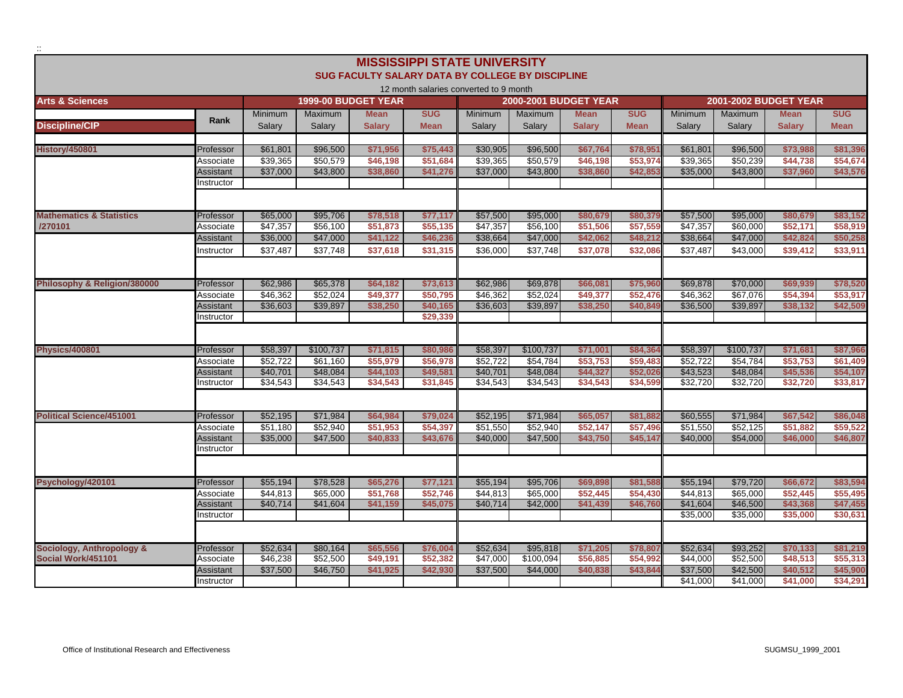# MISSISSIPPI STATE UNIVERSITY

## SUG FACULTY SALARY DATA BY COLLEGE BY DISCIPLINE

12 month salaries converted to 9 month

| Arts & Sciences | | 1999-00 BUDGET YEAR | | | | 2000-2001 BUDGET YEAR | | | | 2001-2002 BUDGET YEAR | | | |
|---|---|---|---|---|---|---|---|---|---|---|---|---|---|
| Discipline/CIP | Rank | Minimum Salary | Maximum Salary | Mean Salary | SUG Mean | Minimum Salary | Maximum Salary | Mean Salary | SUG Mean | Minimum Salary | Maximum Salary | Mean Salary | SUG Mean |
| History/450801 | Professor | $61,801 | $96,500 | $71,956 | $75,443 | $30,905 | $96,500 | $67,764 | $78,951 | $61,801 | $96,500 | $73,988 | $81,396 |
| | Associate | $39,365 | $50,579 | $46,198 | $51,684 | $39,365 | $50,579 | $46,198 | $53,974 | $39,365 | $50,239 | $44,738 | $54,674 |
| | Assistant | $37,000 | $43,800 | $38,860 | $41,276 | $37,000 | $43,800 | $38,860 | $42,853 | $35,000 | $43,800 | $37,960 | $43,576 |
| | Instructor | | | | | | | | | | | | |
| Mathematics & Statistics /270101 | Professor | $65,000 | $95,706 | $78,518 | $77,117 | $57,500 | $95,000 | $80,679 | $80,379 | $57,500 | $95,000 | $80,679 | $83,152 |
| | Associate | $47,357 | $56,100 | $51,873 | $55,135 | $47,357 | $56,100 | $51,506 | $57,559 | $47,357 | $60,000 | $52,171 | $58,919 |
| | Assistant | $36,000 | $47,000 | $41,122 | $46,236 | $38,664 | $47,000 | $42,062 | $48,212 | $38,664 | $47,000 | $42,824 | $50,258 |
| | Instructor | $37,487 | $37,748 | $37,618 | $31,315 | $36,000 | $37,748 | $37,078 | $32,086 | $37,487 | $43,000 | $39,412 | $33,911 |
| Philosophy & Religion/380000 | Professor | $62,986 | $65,378 | $64,182 | $73,613 | $62,986 | $69,878 | $66,081 | $75,960 | $69,878 | $70,000 | $69,939 | $78,520 |
| | Associate | $46,362 | $52,024 | $49,377 | $50,795 | $46,362 | $52,024 | $49,377 | $52,476 | $46,362 | $67,076 | $54,394 | $53,917 |
| | Assistant | $36,603 | $39,897 | $38,250 | $40,165 | $36,603 | $39,897 | $38,250 | $40,849 | $36,500 | $39,897 | $38,132 | $42,509 |
| | Instructor | | | | $29,339 | | | | | | | | |
| Physics/400801 | Professor | $58,397 | $100,737 | $71,815 | $80,986 | $58,397 | $100,737 | $71,001 | $84,364 | $58,397 | $100,737 | $71,681 | $87,966 |
| | Associate | $52,722 | $61,160 | $55,979 | $56,978 | $52,722 | $54,784 | $53,753 | $59,483 | $52,722 | $54,784 | $53,753 | $61,409 |
| | Assistant | $40,701 | $48,084 | $44,103 | $49,581 | $40,701 | $48,084 | $44,327 | $52,026 | $43,523 | $48,084 | $45,536 | $54,107 |
| | Instructor | $34,543 | $34,543 | $34,543 | $31,845 | $34,543 | $34,543 | $34,543 | $34,599 | $32,720 | $32,720 | $32,720 | $33,817 |
| Political Science/451001 | Professor | $52,195 | $71,984 | $64,984 | $79,024 | $52,195 | $71,984 | $65,057 | $81,882 | $60,555 | $71,984 | $67,542 | $86,048 |
| | Associate | $51,180 | $52,940 | $51,953 | $54,397 | $51,550 | $52,940 | $52,147 | $57,496 | $51,550 | $52,125 | $51,882 | $59,522 |
| | Assistant | $35,000 | $47,500 | $40,833 | $43,676 | $40,000 | $47,500 | $43,750 | $45,147 | $40,000 | $54,000 | $46,000 | $46,807 |
| | Instructor | | | | | | | | | | | | |
| Psychology/420101 | Professor | $55,194 | $78,528 | $65,276 | $77,121 | $55,194 | $95,706 | $69,898 | $81,588 | $55,194 | $79,720 | $66,672 | $83,594 |
| | Associate | $44,813 | $65,000 | $51,768 | $52,746 | $44,813 | $65,000 | $52,445 | $54,430 | $44,813 | $65,000 | $52,445 | $55,495 |
| | Assistant | $40,714 | $41,604 | $41,159 | $45,075 | $40,714 | $42,000 | $41,439 | $46,760 | $41,604 | $46,500 | $43,368 | $47,455 |
| | Instructor | | | | | | | | | $35,000 | $35,000 | $35,000 | $30,631 |
| Sociology, Anthropology & Social Work/451101 | Professor | $52,634 | $80,164 | $65,556 | $76,004 | $52,634 | $95,818 | $71,205 | $78,807 | $52,634 | $93,252 | $70,133 | $81,219 |
| | Associate | $46,238 | $52,500 | $49,191 | $52,382 | $47,000 | $100,094 | $56,885 | $54,992 | $44,000 | $52,500 | $48,513 | $55,313 |
| | Assistant | $37,500 | $46,750 | $41,925 | $42,930 | $37,500 | $44,000 | $40,838 | $43,844 | $37,500 | $42,500 | $40,512 | $45,900 |
| | Instructor | | | | | | | | | $41,000 | $41,000 | $41,000 | $34,291 |

Office of Institutional Research and Effectiveness

SUGMSU_1999_2001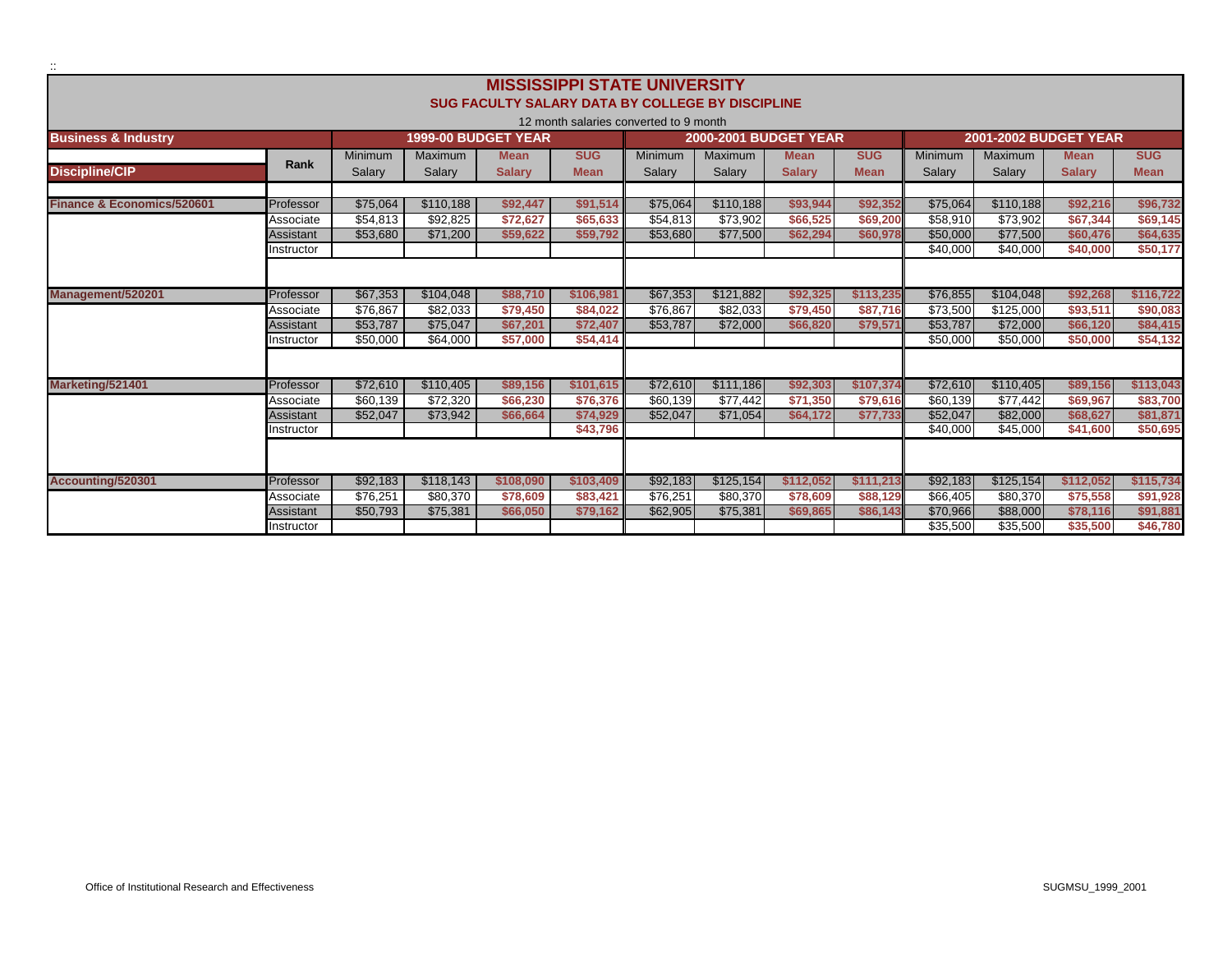# MISSISSIPPI STATE UNIVERSITY

## SUG FACULTY SALARY DATA BY COLLEGE BY DISCIPLINE

12 month salaries converted to 9 month

| Business & Industry | | 1999-00 BUDGET YEAR | | | | 2000-2001 BUDGET YEAR | | | | 2001-2002 BUDGET YEAR | | | |
|---|---|---|---|---|---|---|---|---|---|---|---|---|---|
| | Rank | Minimum | Maximum | Mean | SUG | Minimum | Maximum | Mean | SUG | Minimum | Maximum | Mean | SUG |
| Discipline/CIP | | Salary | Salary | Salary | Mean | Salary | Salary | Salary | Mean | Salary | Salary | Salary | Mean |
| Finance & Economics/520601 | Professor | $75,064 | $110,188 | $92,447 | $91,514 | $75,064 | $110,188 | $93,944 | $92,352 | $75,064 | $110,188 | $92,216 | $96,732 |
| | Associate | $54,813 | $92,825 | $72,627 | $65,633 | $54,813 | $73,902 | $66,525 | $69,200 | $58,910 | $73,902 | $67,344 | $69,145 |
| | Assistant | $53,680 | $71,200 | $59,622 | $59,792 | $53,680 | $77,500 | $62,294 | $60,978 | $50,000 | $77,500 | $60,476 | $64,635 |
| | Instructor | | | | | | | | | $40,000 | $40,000 | $40,000 | $50,177 |
| Management/520201 | Professor | $67,353 | $104,048 | $88,710 | $106,981 | $67,353 | $121,882 | $92,325 | $113,235 | $76,855 | $104,048 | $92,268 | $116,722 |
| | Associate | $76,867 | $82,033 | $79,450 | $84,022 | $76,867 | $82,033 | $79,450 | $87,716 | $73,500 | $125,000 | $93,511 | $90,083 |
| | Assistant | $53,787 | $75,047 | $67,201 | $72,407 | $53,787 | $72,000 | $66,820 | $79,571 | $53,787 | $72,000 | $66,120 | $84,415 |
| | Instructor | $50,000 | $64,000 | $57,000 | $54,414 | | | | | $50,000 | $50,000 | $50,000 | $54,132 |
| Marketing/521401 | Professor | $72,610 | $110,405 | $89,156 | $101,615 | $72,610 | $111,186 | $92,303 | $107,374 | $72,610 | $110,405 | $89,156 | $113,043 |
| | Associate | $60,139 | $72,320 | $66,230 | $76,376 | $60,139 | $77,442 | $71,350 | $79,616 | $60,139 | $77,442 | $69,967 | $83,700 |
| | Assistant | $52,047 | $73,942 | $66,664 | $74,929 | $52,047 | $71,054 | $64,172 | $77,733 | $52,047 | $82,000 | $68,627 | $81,871 |
| | Instructor | | | | $43,796 | | | | | $40,000 | $45,000 | $41,600 | $50,695 |
| Accounting/520301 | Professor | $92,183 | $118,143 | $108,090 | $103,409 | $92,183 | $125,154 | $112,052 | $111,213 | $92,183 | $125,154 | $112,052 | $115,734 |
| | Associate | $76,251 | $80,370 | $78,609 | $83,421 | $76,251 | $80,370 | $78,609 | $88,129 | $66,405 | $80,370 | $75,558 | $91,928 |
| | Assistant | $50,793 | $75,381 | $66,050 | $79,162 | $62,905 | $75,381 | $69,865 | $86,143 | $70,966 | $88,000 | $78,116 | $91,881 |
| | Instructor | | | | | | | | | $35,500 | $35,500 | $35,500 | $46,780 |

Office of Institutional Research and Effectiveness

SUGMSU_1999_2001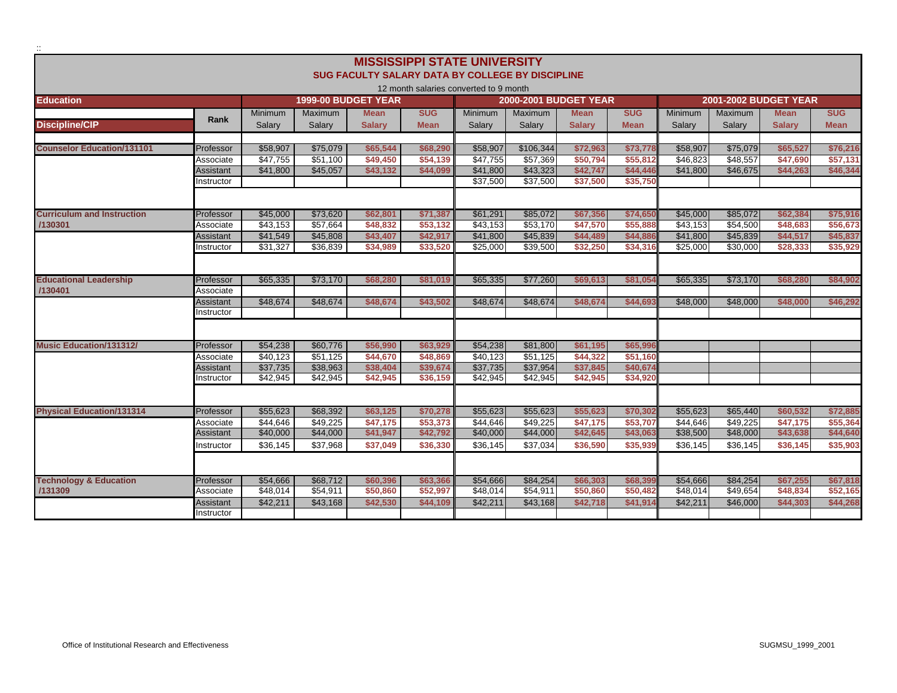# MISSISSIPPI STATE UNIVERSITY

## SUG FACULTY SALARY DATA BY COLLEGE BY DISCIPLINE

12 month salaries converted to 9 month

| Education | | 1999-00 BUDGET YEAR | | | | 2000-2001 BUDGET YEAR | | | | 2001-2002 BUDGET YEAR | | | |
|---|---|---|---|---|---|---|---|---|---|---|---|---|---|
| Discipline/CIP | Rank | Minimum Salary | Maximum Salary | Mean Salary | SUG Mean | Minimum Salary | Maximum Salary | Mean Salary | SUG Mean | Minimum Salary | Maximum Salary | Mean Salary | SUG Mean |
| Counselor Education/131101 | Professor | $58,907 | $75,079 | $65,544 | $68,290 | $58,907 | $106,344 | $72,963 | $73,778 | $58,907 | $75,079 | $65,527 | $76,216 |
| | Associate | $47,755 | $51,100 | $49,450 | $54,139 | $47,755 | $57,369 | $50,794 | $55,812 | $46,823 | $48,557 | $47,690 | $57,131 |
| | Assistant | $41,800 | $45,057 | $43,132 | $44,099 | $41,800 | $43,323 | $42,747 | $44,446 | $41,800 | $46,675 | $44,263 | $46,344 |
| | Instructor | | | | | $37,500 | $37,500 | $37,500 | $35,750 | | | | |
| Curriculum and Instruction /130301 | Professor | $45,000 | $73,620 | $62,801 | $71,387 | $61,291 | $85,072 | $67,356 | $74,650 | $45,000 | $85,072 | $62,384 | $75,916 |
| | Associate | $43,153 | $57,664 | $48,832 | $53,132 | $43,153 | $53,170 | $47,570 | $55,888 | $43,153 | $54,500 | $48,683 | $56,673 |
| | Assistant | $41,549 | $45,808 | $43,407 | $42,917 | $41,800 | $45,839 | $44,489 | $44,886 | $41,800 | $45,839 | $44,517 | $45,837 |
| | Instructor | $31,327 | $36,839 | $34,989 | $33,520 | $25,000 | $39,500 | $32,250 | $34,316 | $25,000 | $30,000 | $28,333 | $35,929 |
| Educational Leadership /130401 | Professor | $65,335 | $73,170 | $68,280 | $81,019 | $65,335 | $77,260 | $69,613 | $81,054 | $65,335 | $73,170 | $68,280 | $84,902 |
| | Associate | | | | | | | | | | | | |
| | Assistant | $48,674 | $48,674 | $48,674 | $43,502 | $48,674 | $48,674 | $48,674 | $44,693 | $48,000 | $48,000 | $48,000 | $46,292 |
| | Instructor | | | | | | | | | | | | |
| Music Education/131312/ | Professor | $54,238 | $60,776 | $56,990 | $63,929 | $54,238 | $81,800 | $61,195 | $65,996 | | | | |
| | Associate | $40,123 | $51,125 | $44,670 | $48,869 | $40,123 | $51,125 | $44,322 | $51,160 | | | | |
| | Assistant | $37,735 | $38,963 | $38,404 | $39,674 | $37,735 | $37,954 | $37,845 | $40,674 | | | | |
| | Instructor | $42,945 | $42,945 | $42,945 | $36,159 | $42,945 | $42,945 | $42,945 | $34,920 | | | | |
| Physical Education/131314 | Professor | $55,623 | $68,392 | $63,125 | $70,278 | $55,623 | $55,623 | $55,623 | $70,302 | $55,623 | $65,440 | $60,532 | $72,885 |
| | Associate | $44,646 | $49,225 | $47,175 | $53,373 | $44,646 | $49,225 | $47,175 | $53,707 | $44,646 | $49,225 | $47,175 | $55,364 |
| | Assistant | $40,000 | $44,000 | $41,947 | $42,792 | $40,000 | $44,000 | $42,645 | $43,063 | $38,500 | $48,000 | $43,638 | $44,640 |
| | Instructor | $36,145 | $37,968 | $37,049 | $36,330 | $36,145 | $37,034 | $36,590 | $35,939 | $36,145 | $36,145 | $36,145 | $35,903 |
| Technology & Education /131309 | Professor | $54,666 | $68,712 | $60,396 | $63,366 | $54,666 | $84,254 | $66,303 | $68,399 | $54,666 | $84,254 | $67,255 | $67,818 |
| | Associate | $48,014 | $54,911 | $50,860 | $52,997 | $48,014 | $54,911 | $50,860 | $50,482 | $48,014 | $49,654 | $48,834 | $52,165 |
| | Assistant | $42,211 | $43,168 | $42,530 | $44,109 | $42,211 | $43,168 | $42,718 | $41,914 | $42,211 | $46,000 | $44,303 | $44,268 |
| | Instructor | | | | | | | | | | | | |

Office of Institutional Research and Effectiveness

SUGMSU_1999_2001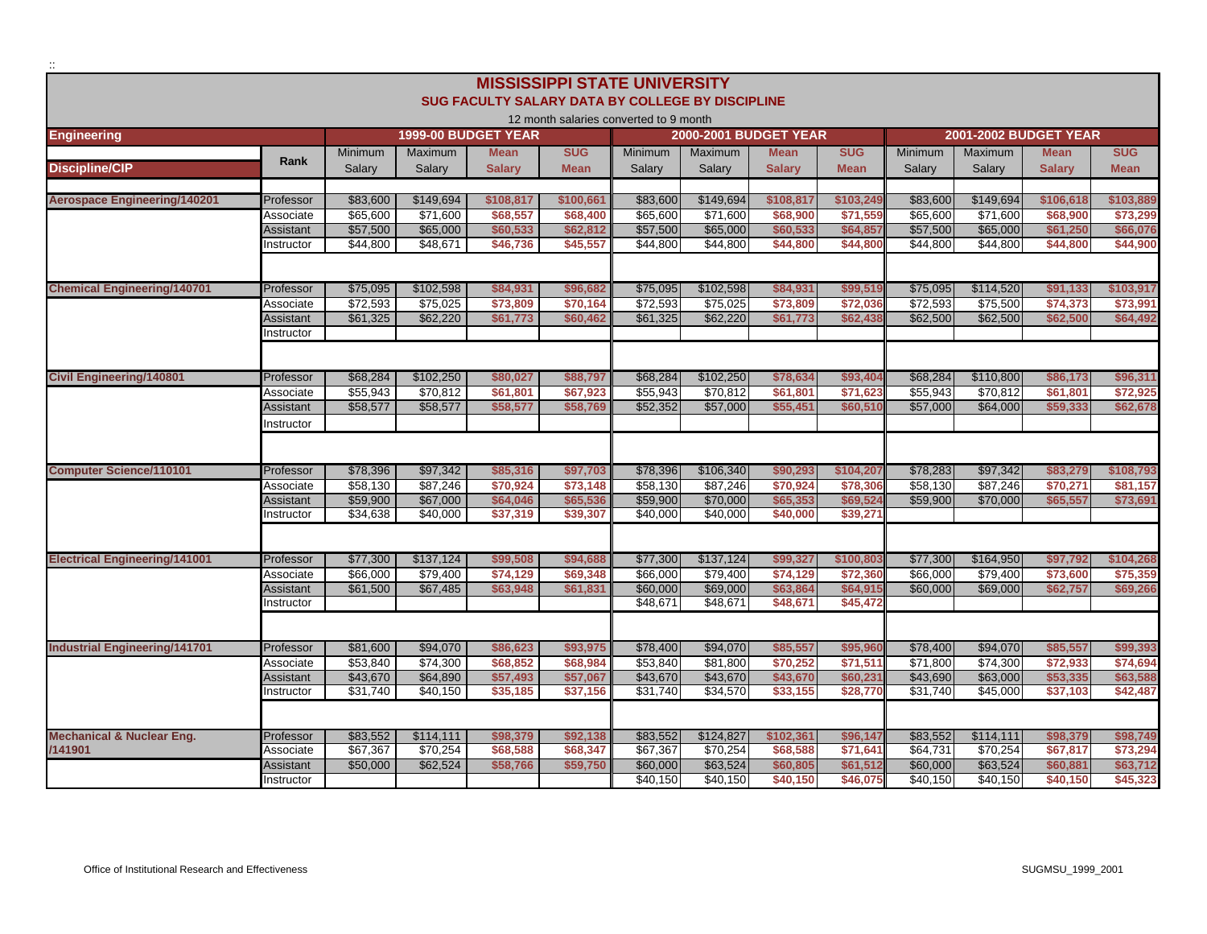::

# MISSISSIPPI STATE UNIVERSITY

## SUG FACULTY SALARY DATA BY COLLEGE BY DISCIPLINE

12 month salaries converted to 9 month

| Engineering | | 1999-00 BUDGET YEAR | | | | 2000-2001 BUDGET YEAR | | | | 2001-2002 BUDGET YEAR | | | |
|---|---|---|---|---|---|---|---|---|---|---|---|---|---|
| Discipline/CIP | Rank | Minimum Salary | Maximum Salary | Mean Salary | SUG Mean | Minimum Salary | Maximum Salary | Mean Salary | SUG Mean | Minimum Salary | Maximum Salary | Mean Salary | SUG Mean |
| Aerospace Engineering/140201 | Professor | $83,600 | $149,694 | $108,817 | $100,661 | $83,600 | $149,694 | $108,817 | $103,249 | $83,600 | $149,694 | $106,618 | $103,889 |
| | Associate | $65,600 | $71,600 | $68,557 | $68,400 | $65,600 | $71,600 | $68,900 | $71,559 | $65,600 | $71,600 | $68,900 | $73,299 |
| | Assistant | $57,500 | $65,000 | $60,533 | $62,812 | $57,500 | $65,000 | $60,533 | $64,857 | $57,500 | $65,000 | $61,250 | $66,076 |
| | Instructor | $44,800 | $48,671 | $46,736 | $45,557 | $44,800 | $44,800 | $44,800 | $44,800 | $44,800 | $44,800 | $44,800 | $44,900 |
| Chemical Engineering/140701 | Professor | $75,095 | $102,598 | $84,931 | $96,682 | $75,095 | $102,598 | $84,931 | $99,519 | $75,095 | $114,520 | $91,133 | $103,917 |
| | Associate | $72,593 | $75,025 | $73,809 | $70,164 | $72,593 | $75,025 | $73,809 | $72,036 | $72,593 | $75,500 | $74,373 | $73,991 |
| | Assistant | $61,325 | $62,220 | $61,773 | $60,462 | $61,325 | $62,220 | $61,773 | $62,438 | $62,500 | $62,500 | $62,500 | $64,492 |
| | Instructor | | | | | | | | | | | | |
| Civil Engineering/140801 | Professor | $68,284 | $102,250 | $80,027 | $88,797 | $68,284 | $102,250 | $78,634 | $93,404 | $68,284 | $110,800 | $86,173 | $96,311 |
| | Associate | $55,943 | $70,812 | $61,801 | $67,923 | $55,943 | $70,812 | $61,801 | $71,623 | $55,943 | $70,812 | $61,801 | $72,925 |
| | Assistant | $58,577 | $58,577 | $58,577 | $58,769 | $52,352 | $57,000 | $55,451 | $60,510 | $57,000 | $64,000 | $59,333 | $62,678 |
| | Instructor | | | | | | | | | | | | |
| Computer Science/110101 | Professor | $78,396 | $97,342 | $85,316 | $97,703 | $78,396 | $106,340 | $90,293 | $104,207 | $78,283 | $97,342 | $83,279 | $108,793 |
| | Associate | $58,130 | $87,246 | $70,924 | $73,148 | $58,130 | $87,246 | $70,924 | $78,306 | $58,130 | $87,246 | $70,271 | $81,157 |
| | Assistant | $59,900 | $67,000 | $64,046 | $65,536 | $59,900 | $70,000 | $65,353 | $69,524 | $59,900 | $70,000 | $65,557 | $73,691 |
| | Instructor | $34,638 | $40,000 | $37,319 | $39,307 | $40,000 | $40,000 | $40,000 | $39,271 | | | | |
| Electrical Engineering/141001 | Professor | $77,300 | $137,124 | $99,508 | $94,688 | $77,300 | $137,124 | $99,327 | $100,803 | $77,300 | $164,950 | $97,792 | $104,268 |
| | Associate | $66,000 | $79,400 | $74,129 | $69,348 | $66,000 | $79,400 | $74,129 | $72,360 | $66,000 | $79,400 | $73,600 | $75,359 |
| | Assistant | $61,500 | $67,485 | $63,948 | $61,831 | $60,000 | $69,000 | $63,864 | $64,915 | $60,000 | $69,000 | $62,757 | $69,266 |
| | Instructor | | | | | $48,671 | $48,671 | $48,671 | $45,472 | | | | |
| Industrial Engineering/141701 | Professor | $81,600 | $94,070 | $86,623 | $93,975 | $78,400 | $94,070 | $85,557 | $95,960 | $78,400 | $94,070 | $85,557 | $99,393 |
| | Associate | $53,840 | $74,300 | $68,852 | $68,984 | $53,840 | $81,800 | $70,252 | $71,511 | $71,800 | $74,300 | $72,933 | $74,694 |
| | Assistant | $43,670 | $64,890 | $57,493 | $57,067 | $43,670 | $43,670 | $43,670 | $60,231 | $43,690 | $63,000 | $53,335 | $63,588 |
| | Instructor | $31,740 | $40,150 | $35,185 | $37,156 | $31,740 | $34,570 | $33,155 | $28,770 | $31,740 | $45,000 | $37,103 | $42,487 |
| Mechanical & Nuclear Eng. /141901 | Professor | $83,552 | $114,111 | $98,379 | $92,138 | $83,552 | $124,827 | $102,361 | $96,147 | $83,552 | $114,111 | $98,379 | $98,749 |
| | Associate | $67,367 | $70,254 | $68,588 | $68,347 | $67,367 | $70,254 | $68,588 | $71,641 | $64,731 | $70,254 | $67,817 | $73,294 |
| | Assistant | $50,000 | $62,524 | $58,766 | $59,750 | $60,000 | $63,524 | $60,805 | $61,512 | $60,000 | $63,524 | $60,881 | $63,712 |
| | Instructor | | | | | $40,150 | $40,150 | $40,150 | $46,075 | $40,150 | $40,150 | $40,150 | $45,323 |

Office of Institutional Research and Effectiveness

SUGMSU_1999_2001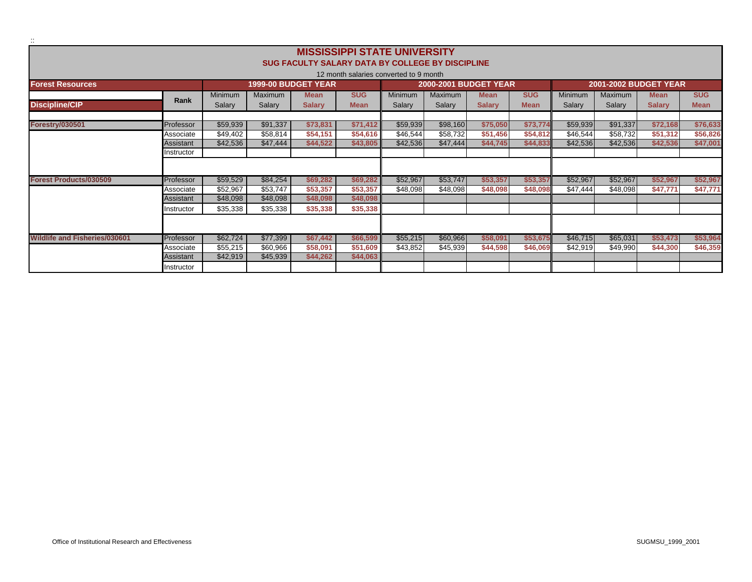# MISSISSIPPI STATE UNIVERSITY

## SUG FACULTY SALARY DATA BY COLLEGE BY DISCIPLINE

12 month salaries converted to 9 month

| Forest Resources | | 1999-00 BUDGET YEAR | | | | 2000-2001 BUDGET YEAR | | | | 2001-2002 BUDGET YEAR | | | |
|---|---|---|---|---|---|---|---|---|---|---|---|---|---|
| Discipline/CIP | Rank | Minimum Salary | Maximum Salary | Mean Salary | SUG Mean | Minimum Salary | Maximum Salary | Mean Salary | SUG Mean | Minimum Salary | Maximum Salary | Mean Salary | SUG Mean |
| Forestry/030501 | Professor | $59,939 | $91,337 | $73,831 | $71,412 | $59,939 | $98,160 | $75,050 | $73,774 | $59,939 | $91,337 | $72,168 | $76,633 |
| | Associate | $49,402 | $58,814 | $54,151 | $54,616 | $46,544 | $58,732 | $51,456 | $54,812 | $46,544 | $58,732 | $51,312 | $56,826 |
| | Assistant | $42,536 | $47,444 | $44,522 | $43,805 | $42,536 | $47,444 | $44,745 | $44,833 | $42,536 | $42,536 | $42,536 | $47,001 |
| | Instructor | | | | | | | | | | | | |
| Forest Products/030509 | Professor | $59,529 | $84,254 | $69,282 | $69,282 | $52,967 | $53,747 | $53,357 | $53,357 | $52,967 | $52,967 | $52,967 | $52,967 |
| | Associate | $52,967 | $53,747 | $53,357 | $53,357 | $48,098 | $48,098 | $48,098 | $48,098 | $47,444 | $48,098 | $47,771 | $47,771 |
| | Assistant | $48,098 | $48,098 | $48,098 | $48,098 | | | | | | | | |
| | Instructor | $35,338 | $35,338 | $35,338 | $35,338 | | | | | | | | |
| Wildlife and Fisheries/030601 | Professor | $62,724 | $77,399 | $67,442 | $66,599 | $55,215 | $60,966 | $58,091 | $53,675 | $46,715 | $65,031 | $53,473 | $53,964 |
| | Associate | $55,215 | $60,966 | $58,091 | $51,609 | $43,852 | $45,939 | $44,598 | $46,069 | $42,919 | $49,990 | $44,300 | $46,359 |
| | Assistant | $42,919 | $45,939 | $44,262 | $44,063 | | | | | | | | |
| | Instructor | | | | | | | | | | | | |

Office of Institutional Research and Effectiveness

SUGMSU_1999_2001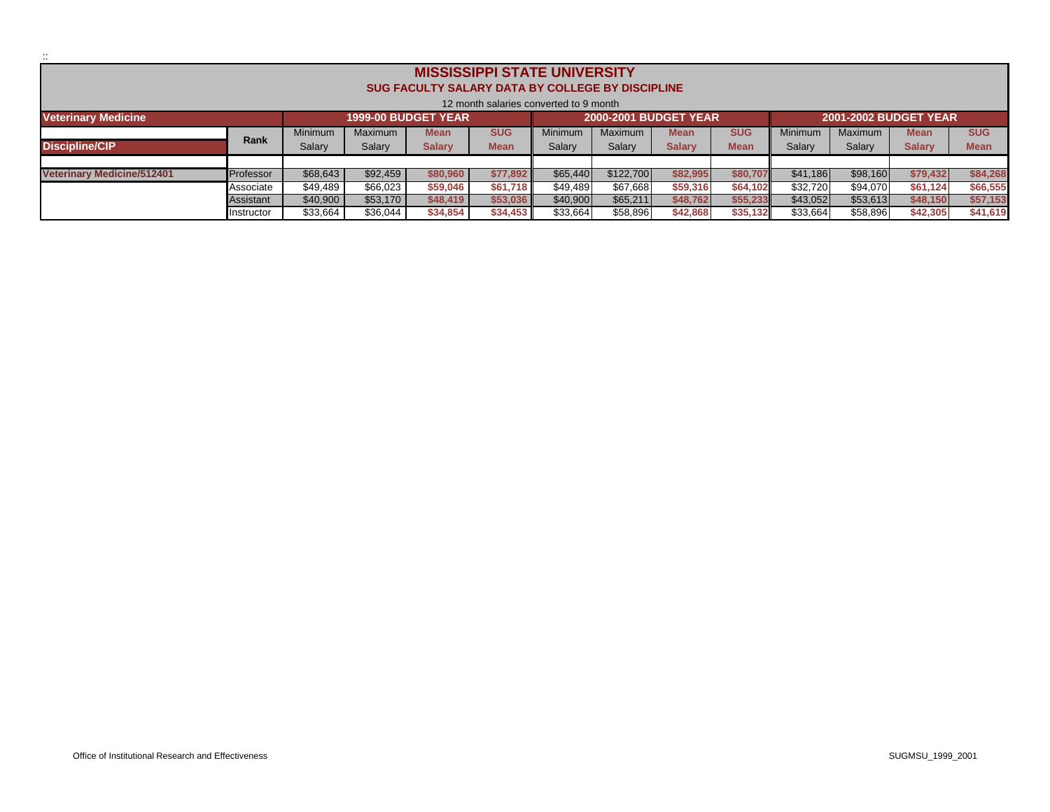# MISSISSIPPI STATE UNIVERSITY

## SUG FACULTY SALARY DATA BY COLLEGE BY DISCIPLINE

12 month salaries converted to 9 month

| Veterinary Medicine | | 1999-00 BUDGET YEAR | | | | 2000-2001 BUDGET YEAR | | | | 2001-2002 BUDGET YEAR | | | |
|---|---|---|---|---|---|---|---|---|---|---|---|---|---|
| Discipline/CIP | Rank | Minimum Salary | Maximum Salary | Mean Salary | SUG Mean | Minimum Salary | Maximum Salary | Mean Salary | SUG Mean | Minimum Salary | Maximum Salary | Mean Salary | SUG Mean |
| Veterinary Medicine/512401 | Professor | $68,643 | $92,459 | $80,960 | $77,892 | $65,440 | $122,700 | $82,995 | $80,707 | $41,186 | $98,160 | $79,432 | $84,268 |
| | Associate | $49,489 | $66,023 | $59,046 | $61,718 | $49,489 | $67,668 | $59,316 | $64,102 | $32,720 | $94,070 | $61,124 | $66,555 |
| | Assistant | $40,900 | $53,170 | $48,419 | $53,036 | $40,900 | $65,211 | $48,762 | $55,233 | $43,052 | $53,613 | $48,150 | $57,153 |
| | Instructor | $33,664 | $36,044 | $34,854 | $34,453 | $33,664 | $58,896 | $42,868 | $35,132 | $33,664 | $58,896 | $42,305 | $41,619 |

Office of Institutional Research and Effectiveness

SUGMSU_1999_2001